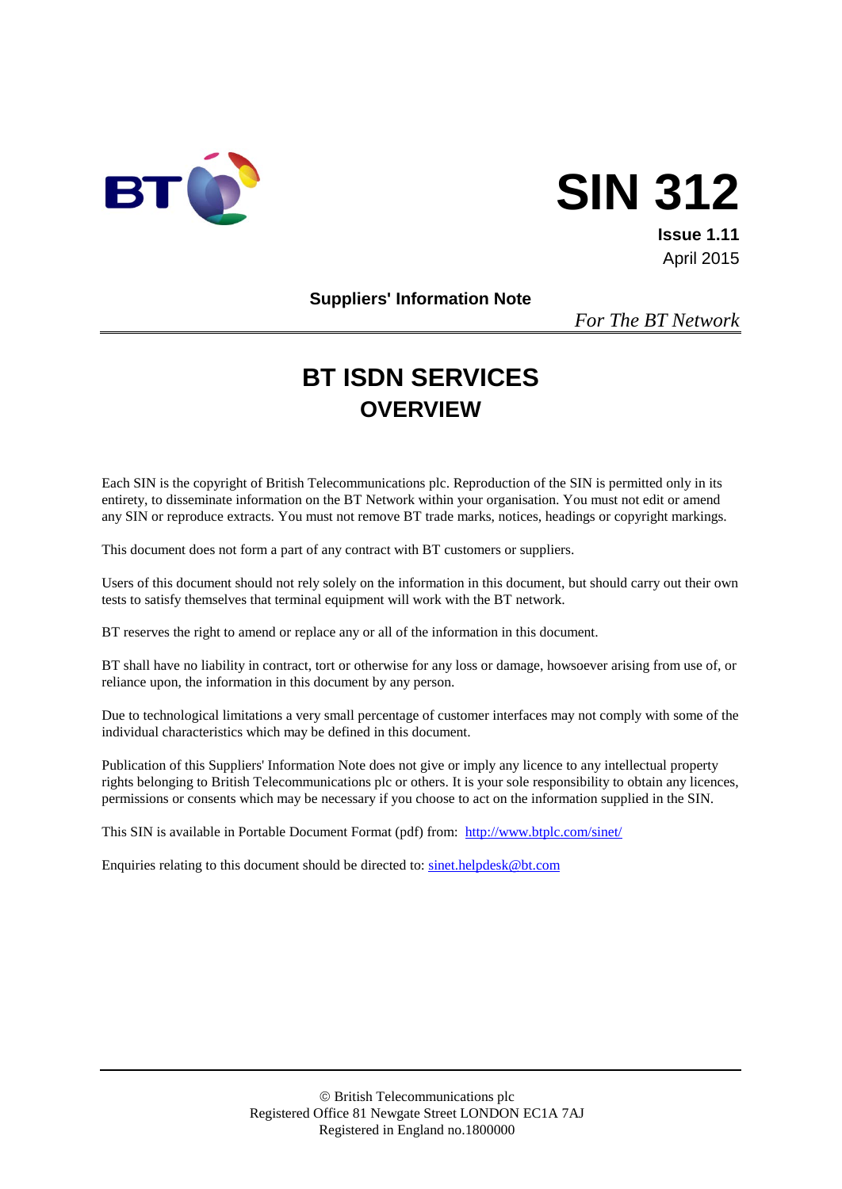BT

# SIN 312

**Issue 1.11**

April 2015

**Suppliers' Information Note**

*For The BT Network*

# BT ISDN SERVICES

## OVERVIEW

Each SIN is the copyright of British Telecommunications plc. Reproduction of the SIN is permitted only in its entirety, to disseminate information on the BT Network within your organisation. You must not edit or amend any SIN or reproduce extracts. You must not remove BT trade marks, notices, headings or copyright markings.

This document does not form a part of any contract with BT customers or suppliers.

Users of this document should not rely solely on the information in this document, but should carry out their own tests to satisfy themselves that terminal equipment will work with the BT network.

BT reserves the right to amend or replace any or all of the information in this document.

BT shall have no liability in contract, tort or otherwise for any loss or damage, howsoever arising from use of, or reliance upon, the information in this document by any person.

Due to technological limitations a very small percentage of customer interfaces may not comply with some of the individual characteristics which may be defined in this document.

Publication of this Suppliers' Information Note does not give or imply any licence to any intellectual property rights belonging to British Telecommunications plc or others. It is your sole responsibility to obtain any licences, permissions or consents which may be necessary if you choose to act on the information supplied in the SIN.

This SIN is available in Portable Document Format (pdf) from: http://www.btplc.com/sinet/

Enquiries relating to this document should be directed to: sinet.helpdesk@bt.com

© British Telecommunications plc
Registered Office 81 Newgate Street LONDON EC1A 7AJ
Registered in England no.1800000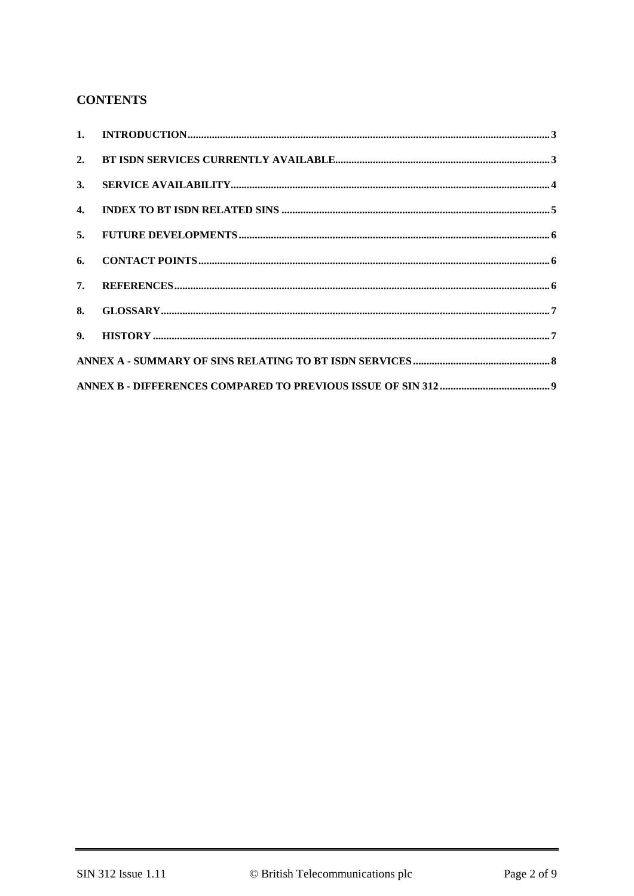## CONTENTS

1. INTRODUCTION ..... 3
2. BT ISDN SERVICES CURRENTLY AVAILABLE ..... 3
3. SERVICE AVAILABILITY ..... 4
4. INDEX TO BT ISDN RELATED SINS ..... 5
5. FUTURE DEVELOPMENTS ..... 6
6. CONTACT POINTS ..... 6
7. REFERENCES ..... 6
8. GLOSSARY ..... 7
9. HISTORY ..... 7

ANNEX A - SUMMARY OF SINS RELATING TO BT ISDN SERVICES ..... 8

ANNEX B - DIFFERENCES COMPARED TO PREVIOUS ISSUE OF SIN 312 ..... 9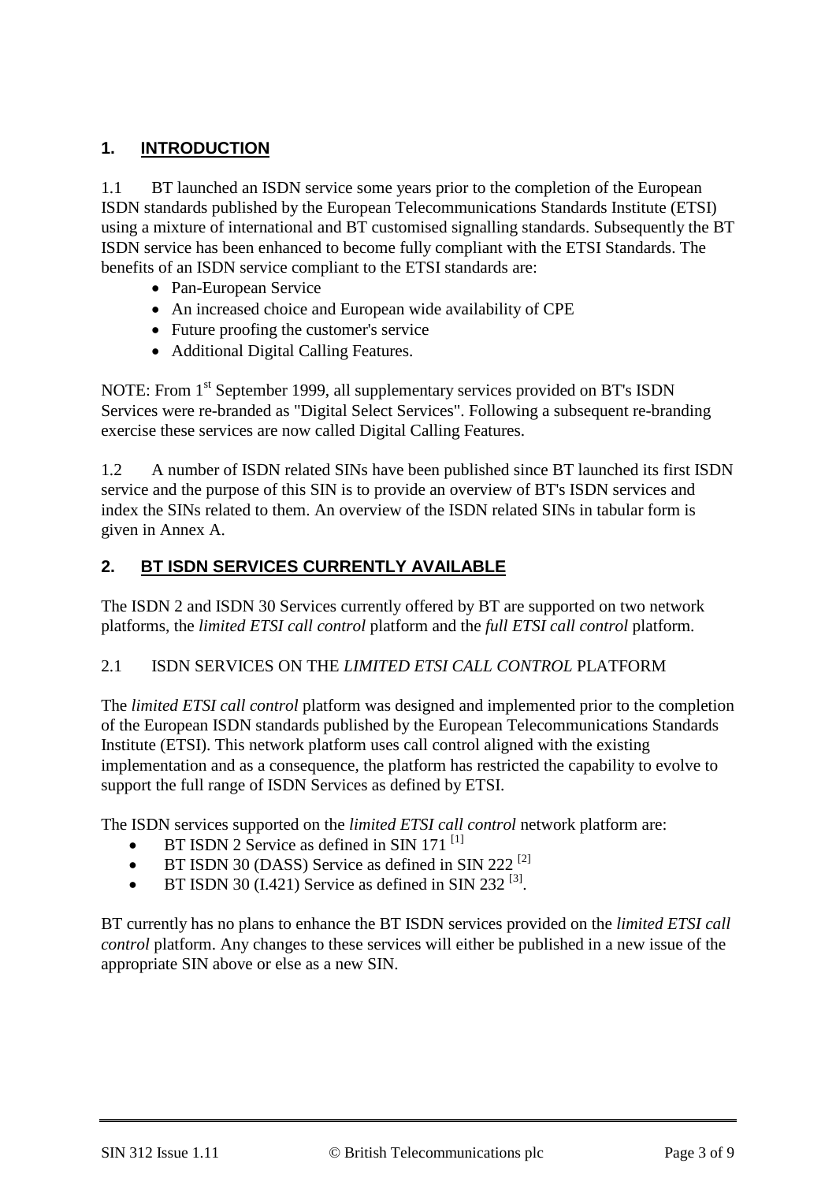## 1. INTRODUCTION

1.1 BT launched an ISDN service some years prior to the completion of the European ISDN standards published by the European Telecommunications Standards Institute (ETSI) using a mixture of international and BT customised signalling standards. Subsequently the BT ISDN service has been enhanced to become fully compliant with the ETSI Standards. The benefits of an ISDN service compliant to the ETSI standards are:

- Pan-European Service
- An increased choice and European wide availability of CPE
- Future proofing the customer's service
- Additional Digital Calling Features.

NOTE: From 1st September 1999, all supplementary services provided on BT's ISDN Services were re-branded as "Digital Select Services". Following a subsequent re-branding exercise these services are now called Digital Calling Features.

1.2 A number of ISDN related SINs have been published since BT launched its first ISDN service and the purpose of this SIN is to provide an overview of BT's ISDN services and index the SINs related to them. An overview of the ISDN related SINs in tabular form is given in Annex A.

## 2. BT ISDN SERVICES CURRENTLY AVAILABLE

The ISDN 2 and ISDN 30 Services currently offered by BT are supported on two network platforms, the *limited ETSI call control* platform and the *full ETSI call control* platform.

### 2.1 ISDN SERVICES ON THE *LIMITED ETSI CALL CONTROL* PLATFORM

The *limited ETSI call control* platform was designed and implemented prior to the completion of the European ISDN standards published by the European Telecommunications Standards Institute (ETSI). This network platform uses call control aligned with the existing implementation and as a consequence, the platform has restricted the capability to evolve to support the full range of ISDN Services as defined by ETSI.

The ISDN services supported on the *limited ETSI call control* network platform are:

- BT ISDN 2 Service as defined in SIN 171 [1]
- BT ISDN 30 (DASS) Service as defined in SIN 222 [2]
- BT ISDN 30 (I.421) Service as defined in SIN 232 [3].

BT currently has no plans to enhance the BT ISDN services provided on the *limited ETSI call control* platform. Any changes to these services will either be published in a new issue of the appropriate SIN above or else as a new SIN.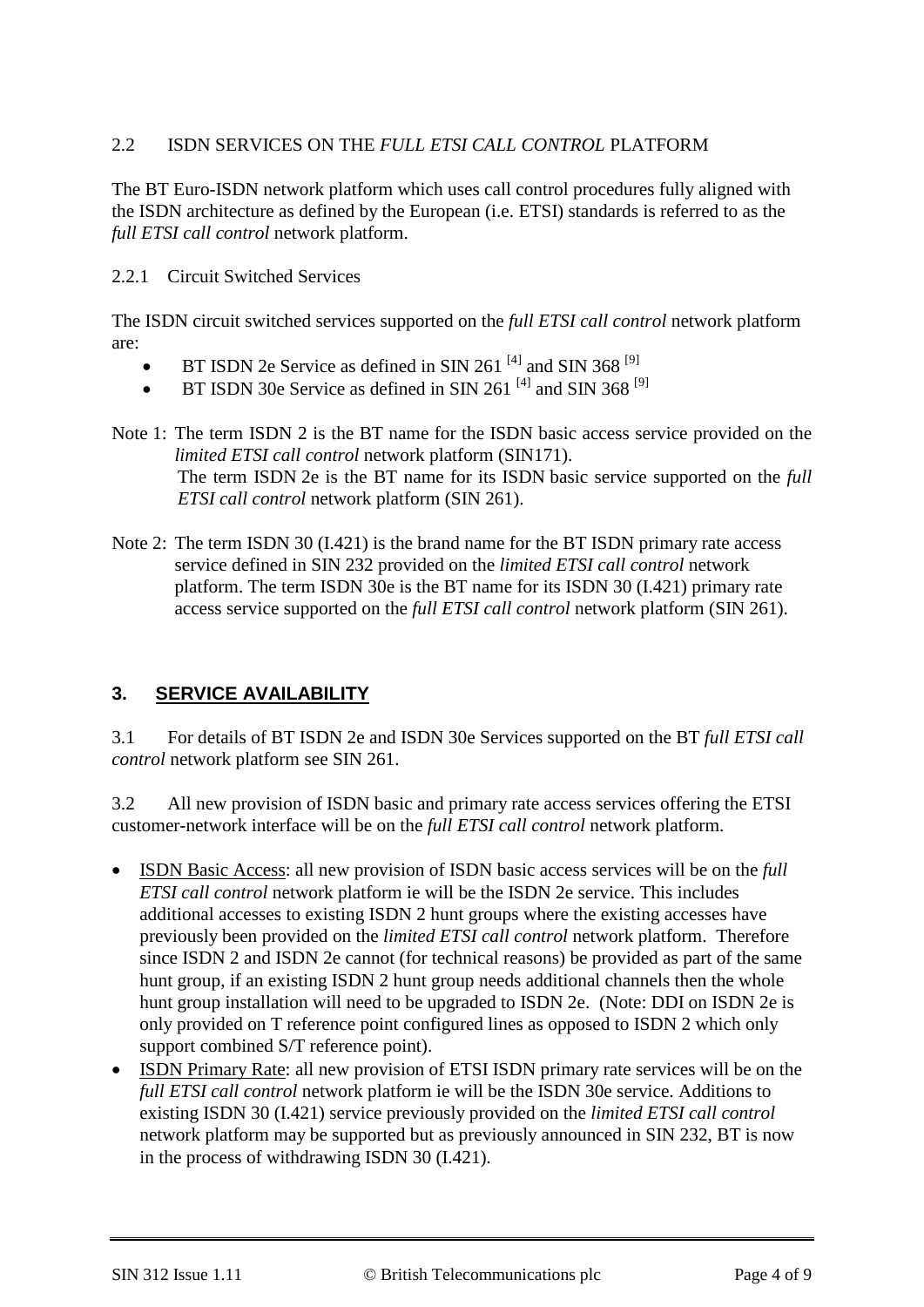### 2.2 ISDN SERVICES ON THE *FULL ETSI CALL CONTROL* PLATFORM

The BT Euro-ISDN network platform which uses call control procedures fully aligned with the ISDN architecture as defined by the European (i.e. ETSI) standards is referred to as the *full ETSI call control* network platform.

#### 2.2.1 Circuit Switched Services

The ISDN circuit switched services supported on the *full ETSI call control* network platform are:

- BT ISDN 2e Service as defined in SIN 261 [4] and SIN 368 [9]
- BT ISDN 30e Service as defined in SIN 261 [4] and SIN 368 [9]

Note 1: The term ISDN 2 is the BT name for the ISDN basic access service provided on the *limited ETSI call control* network platform (SIN171).
The term ISDN 2e is the BT name for its ISDN basic service supported on the *full ETSI call control* network platform (SIN 261).

Note 2: The term ISDN 30 (I.421) is the brand name for the BT ISDN primary rate access service defined in SIN 232 provided on the *limited ETSI call control* network platform. The term ISDN 30e is the BT name for its ISDN 30 (I.421) primary rate access service supported on the *full ETSI call control* network platform (SIN 261).

## 3. SERVICE AVAILABILITY

3.1 For details of BT ISDN 2e and ISDN 30e Services supported on the BT *full ETSI call control* network platform see SIN 261.

3.2 All new provision of ISDN basic and primary rate access services offering the ETSI customer-network interface will be on the *full ETSI call control* network platform.

- ISDN Basic Access: all new provision of ISDN basic access services will be on the *full ETSI call control* network platform ie will be the ISDN 2e service. This includes additional accesses to existing ISDN 2 hunt groups where the existing accesses have previously been provided on the *limited ETSI call control* network platform. Therefore since ISDN 2 and ISDN 2e cannot (for technical reasons) be provided as part of the same hunt group, if an existing ISDN 2 hunt group needs additional channels then the whole hunt group installation will need to be upgraded to ISDN 2e. (Note: DDI on ISDN 2e is only provided on T reference point configured lines as opposed to ISDN 2 which only support combined S/T reference point).
- ISDN Primary Rate: all new provision of ETSI ISDN primary rate services will be on the *full ETSI call control* network platform ie will be the ISDN 30e service. Additions to existing ISDN 30 (I.421) service previously provided on the *limited ETSI call control* network platform may be supported but as previously announced in SIN 232, BT is now in the process of withdrawing ISDN 30 (I.421).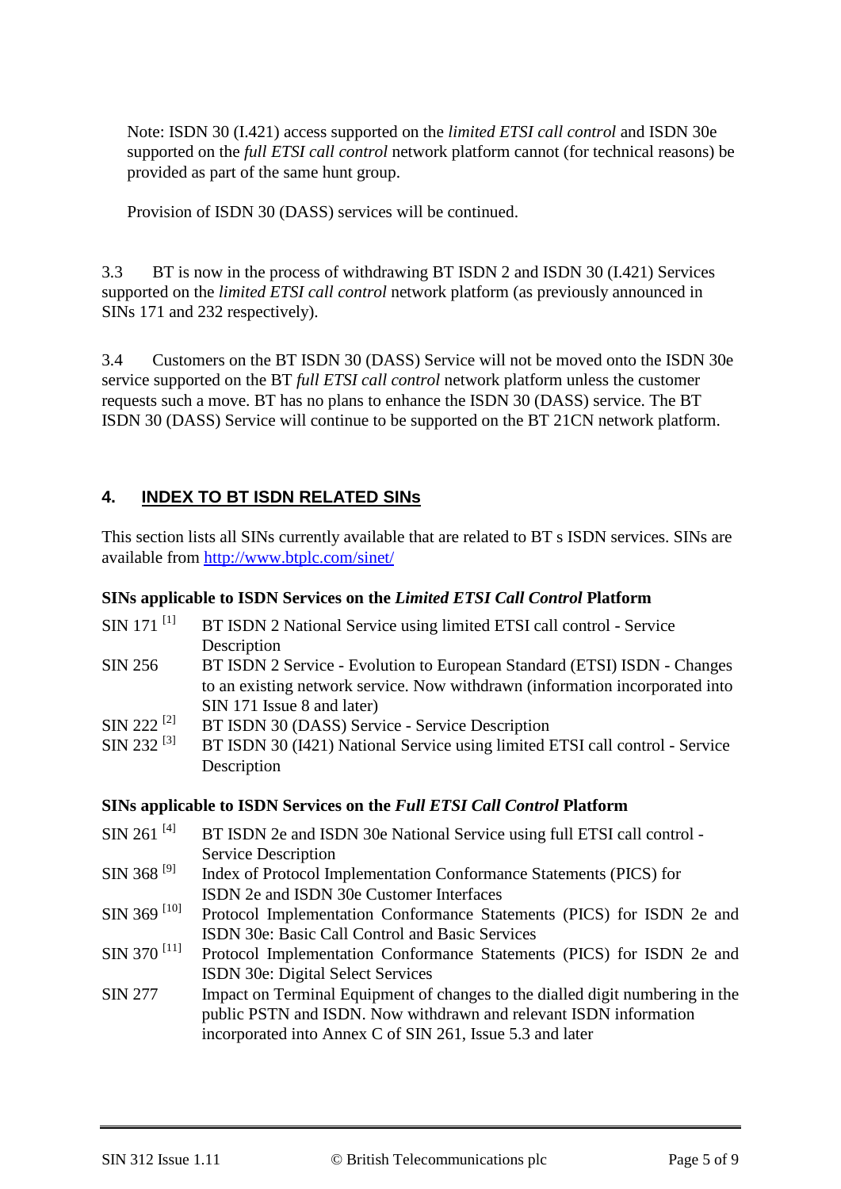Note: ISDN 30 (I.421) access supported on the *limited ETSI call control* and ISDN 30e supported on the *full ETSI call control* network platform cannot (for technical reasons) be provided as part of the same hunt group.

Provision of ISDN 30 (DASS) services will be continued.

3.3 BT is now in the process of withdrawing BT ISDN 2 and ISDN 30 (I.421) Services supported on the *limited ETSI call control* network platform (as previously announced in SINs 171 and 232 respectively).

3.4 Customers on the BT ISDN 30 (DASS) Service will not be moved onto the ISDN 30e service supported on the BT *full ETSI call control* network platform unless the customer requests such a move. BT has no plans to enhance the ISDN 30 (DASS) service. The BT ISDN 30 (DASS) Service will continue to be supported on the BT 21CN network platform.

## 4. INDEX TO BT ISDN RELATED SINs

This section lists all SINs currently available that are related to BT s ISDN services. SINs are available from http://www.btplc.com/sinet/

**SINs applicable to ISDN Services on the *Limited ETSI Call Control* Platform**

| | |
|---|---|
| SIN 171 [1] | BT ISDN 2 National Service using limited ETSI call control - Service Description |
| SIN 256 | BT ISDN 2 Service - Evolution to European Standard (ETSI) ISDN - Changes to an existing network service. Now withdrawn (information incorporated into SIN 171 Issue 8 and later) |
| SIN 222 [2] | BT ISDN 30 (DASS) Service - Service Description |
| SIN 232 [3] | BT ISDN 30 (I421) National Service using limited ETSI call control - Service Description |

**SINs applicable to ISDN Services on the *Full ETSI Call Control* Platform**

| | |
|---|---|
| SIN 261 [4] | BT ISDN 2e and ISDN 30e National Service using full ETSI call control - Service Description |
| SIN 368 [9] | Index of Protocol Implementation Conformance Statements (PICS) for ISDN 2e and ISDN 30e Customer Interfaces |
| SIN 369 [10] | Protocol Implementation Conformance Statements (PICS) for ISDN 2e and ISDN 30e: Basic Call Control and Basic Services |
| SIN 370 [11] | Protocol Implementation Conformance Statements (PICS) for ISDN 2e and ISDN 30e: Digital Select Services |
| SIN 277 | Impact on Terminal Equipment of changes to the dialled digit numbering in the public PSTN and ISDN. Now withdrawn and relevant ISDN information incorporated into Annex C of SIN 261, Issue 5.3 and later |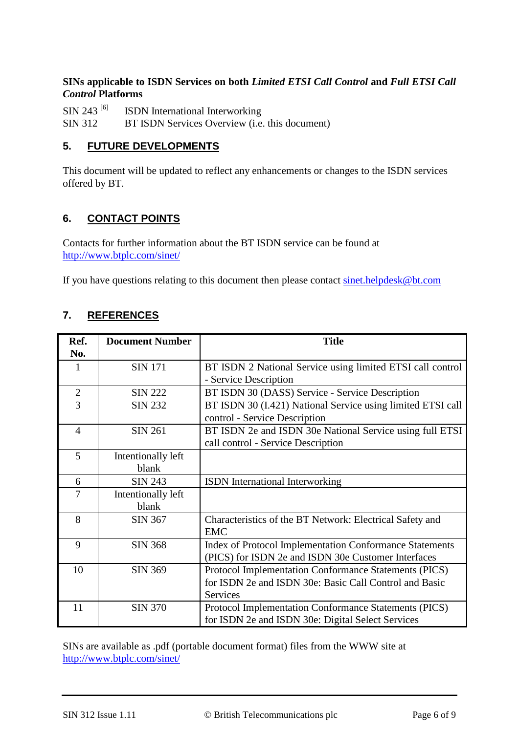**SINs applicable to ISDN Services on both *Limited ETSI Call Control* and *Full ETSI Call Control* Platforms**

SIN 243 [6] ISDN International Interworking
SIN 312 BT ISDN Services Overview (i.e. this document)

## 5. FUTURE DEVELOPMENTS

This document will be updated to reflect any enhancements or changes to the ISDN services offered by BT.

## 6. CONTACT POINTS

Contacts for further information about the BT ISDN service can be found at http://www.btplc.com/sinet/

If you have questions relating to this document then please contact sinet.helpdesk@bt.com

## 7. REFERENCES

| Ref. No. | Document Number | Title |
|---|---|---|
| 1 | SIN 171 | BT ISDN 2 National Service using limited ETSI call control - Service Description |
| 2 | SIN 222 | BT ISDN 30 (DASS) Service - Service Description |
| 3 | SIN 232 | BT ISDN 30 (I.421) National Service using limited ETSI call control - Service Description |
| 4 | SIN 261 | BT ISDN 2e and ISDN 30e National Service using full ETSI call control - Service Description |
| 5 | Intentionally left blank | |
| 6 | SIN 243 | ISDN International Interworking |
| 7 | Intentionally left blank | |
| 8 | SIN 367 | Characteristics of the BT Network: Electrical Safety and EMC |
| 9 | SIN 368 | Index of Protocol Implementation Conformance Statements (PICS) for ISDN 2e and ISDN 30e Customer Interfaces |
| 10 | SIN 369 | Protocol Implementation Conformance Statements (PICS) for ISDN 2e and ISDN 30e: Basic Call Control and Basic Services |
| 11 | SIN 370 | Protocol Implementation Conformance Statements (PICS) for ISDN 2e and ISDN 30e: Digital Select Services |

SINs are available as .pdf (portable document format) files from the WWW site at http://www.btplc.com/sinet/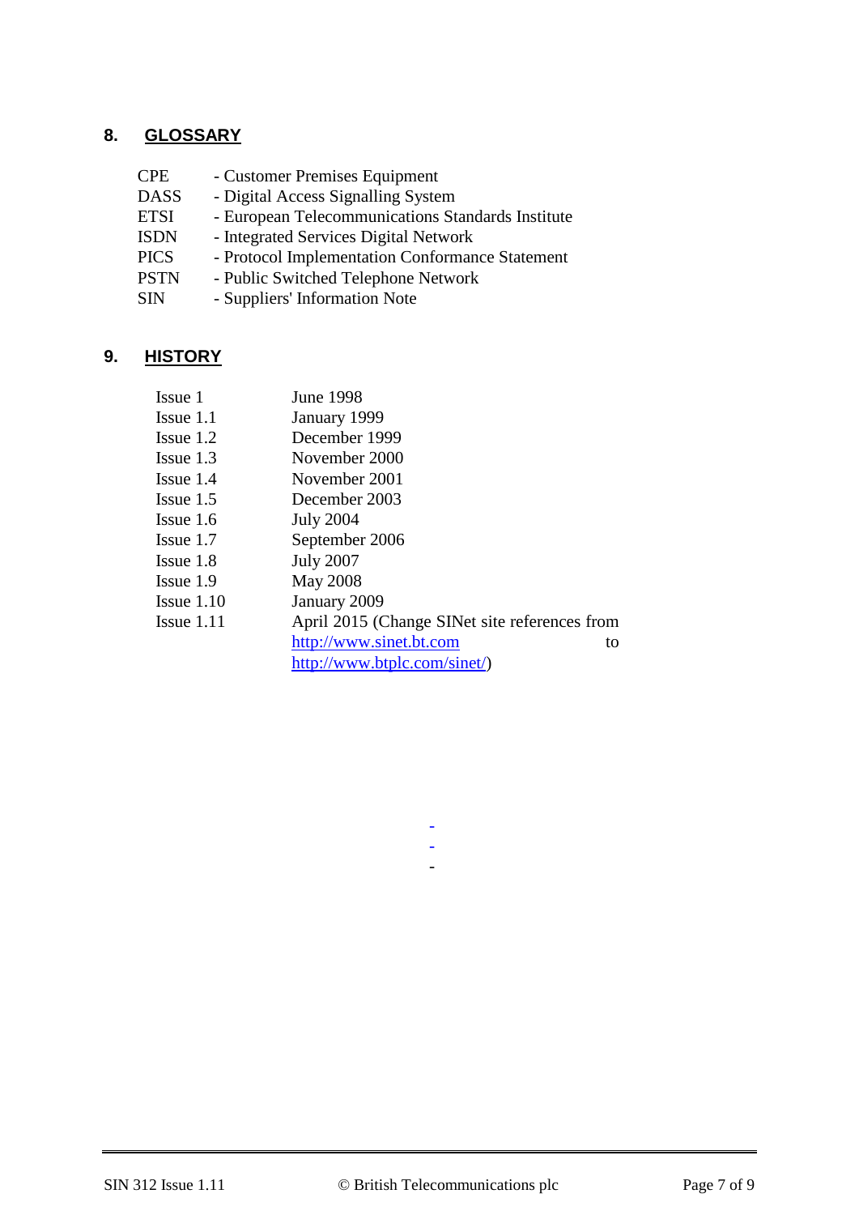## 8. GLOSSARY

| | |
|---|---|
| CPE | - Customer Premises Equipment |
| DASS | - Digital Access Signalling System |
| ETSI | - European Telecommunications Standards Institute |
| ISDN | - Integrated Services Digital Network |
| PICS | - Protocol Implementation Conformance Statement |
| PSTN | - Public Switched Telephone Network |
| SIN | - Suppliers' Information Note |

## 9. HISTORY

| | |
|---|---|
| Issue 1 | June 1998 |
| Issue 1.1 | January 1999 |
| Issue 1.2 | December 1999 |
| Issue 1.3 | November 2000 |
| Issue 1.4 | November 2001 |
| Issue 1.5 | December 2003 |
| Issue 1.6 | July 2004 |
| Issue 1.7 | September 2006 |
| Issue 1.8 | July 2007 |
| Issue 1.9 | May 2008 |
| Issue 1.10 | January 2009 |
| Issue 1.11 | April 2015 (Change SINet site references from http://www.sinet.bt.com to http://www.btplc.com/sinet/) |

-
-
-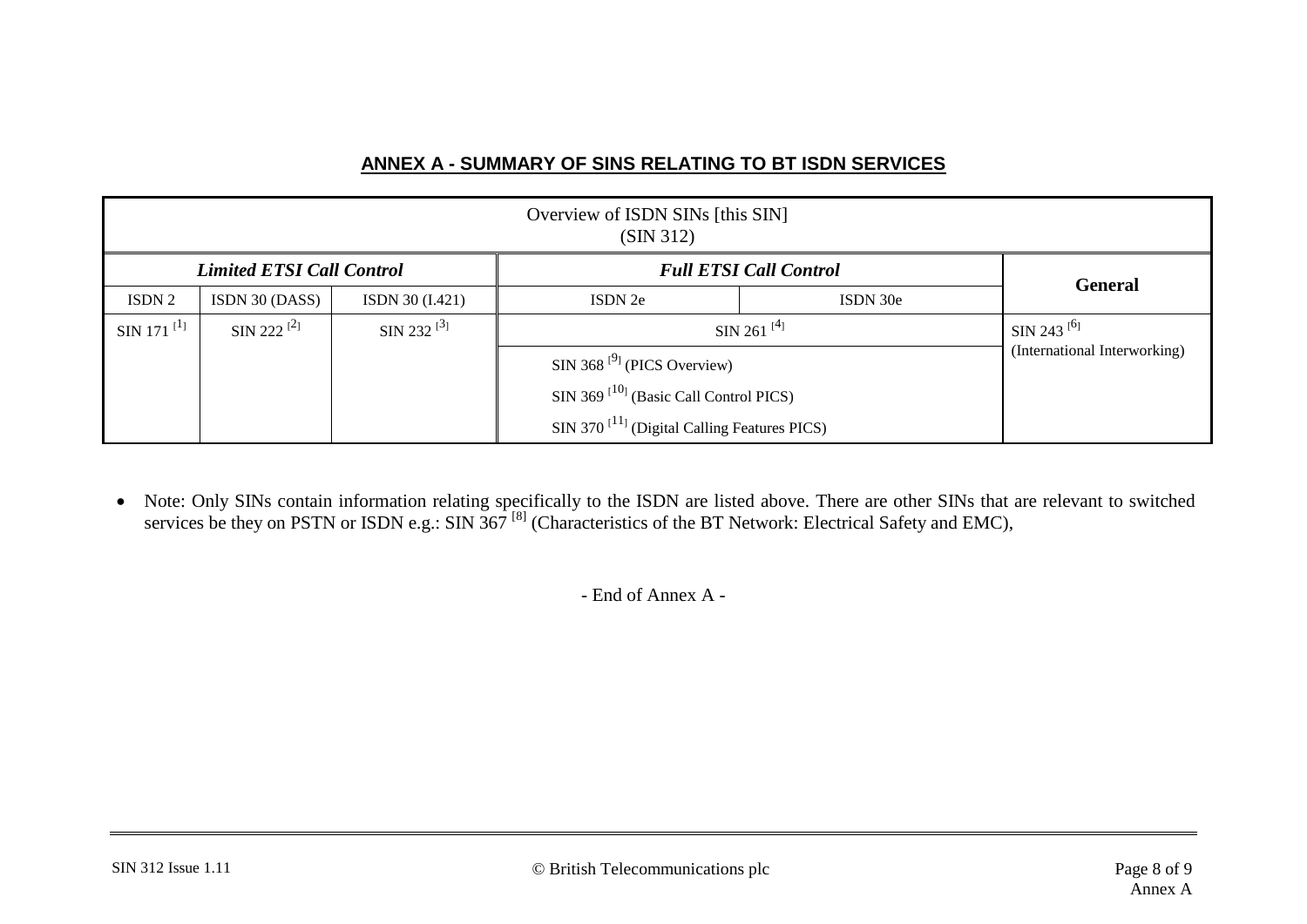## ANNEX A - SUMMARY OF SINS RELATING TO BT ISDN SERVICES

| Overview of ISDN SINs [this SIN] (SIN 312) | | | | | |
|---|---|---|---|---|---|
| *Limited ETSI Call Control* | | | *Full ETSI Call Control* | | General |
| ISDN 2 | ISDN 30 (DASS) | ISDN 30 (I.421) | ISDN 2e | ISDN 30e | |
| SIN 171 [1] | SIN 222 [2] | SIN 232 [3] | SIN 261 [4] | | SIN 243 [6] (International Interworking) |
| | | | SIN 368 [9] (PICS Overview)<br>SIN 369 [10] (Basic Call Control PICS)<br>SIN 370 [11] (Digital Calling Features PICS) | | |

- Note: Only SINs contain information relating specifically to the ISDN are listed above. There are other SINs that are relevant to switched services be they on PSTN or ISDN e.g.: SIN 367 [8] (Characteristics of the BT Network: Electrical Safety and EMC),

- End of Annex A -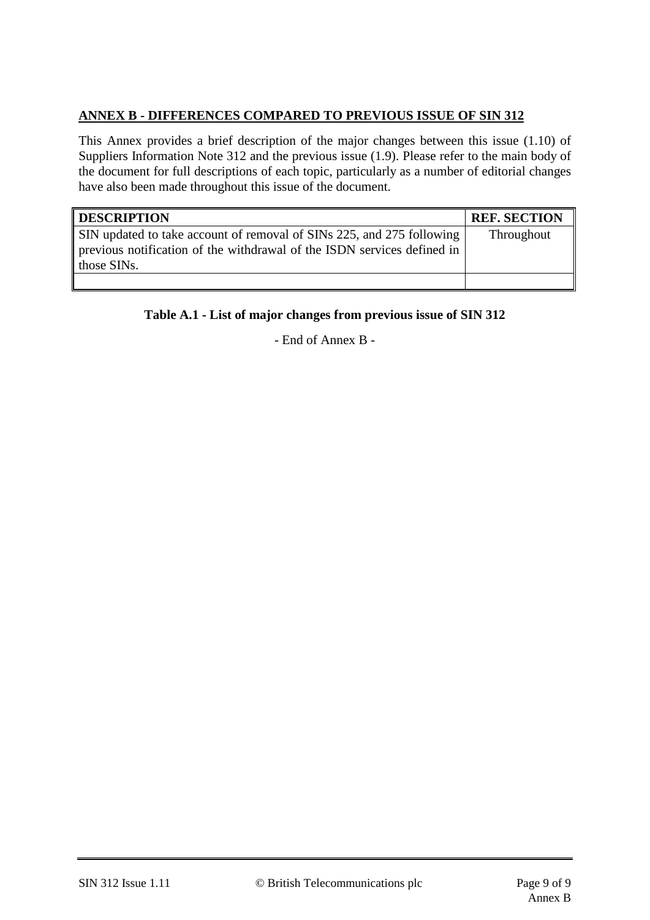## ANNEX B - DIFFERENCES COMPARED TO PREVIOUS ISSUE OF SIN 312

This Annex provides a brief description of the major changes between this issue (1.10) of Suppliers Information Note 312 and the previous issue (1.9). Please refer to the main body of the document for full descriptions of each topic, particularly as a number of editorial changes have also been made throughout this issue of the document.

| DESCRIPTION | REF. SECTION |
| --- | --- |
| SIN updated to take account of removal of SINs 225, and 275 following previous notification of the withdrawal of the ISDN services defined in those SINs. | Throughout |
| | |

**Table A.1 - List of major changes from previous issue of SIN 312**

- End of Annex B -